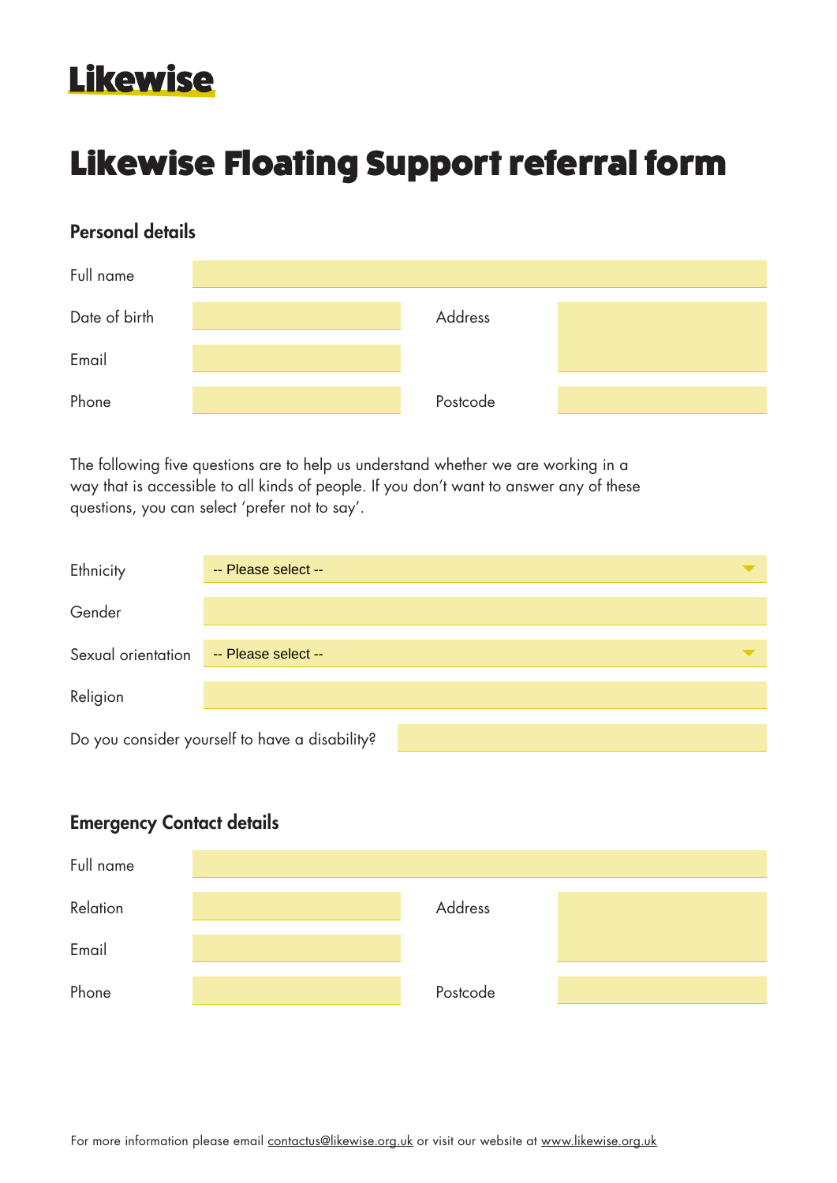Likewise

# Likewise Floating Support referral form

## Personal details

Full name

Date of birth

Address

Email

Phone

Postcode

The following five questions are to help us understand whether we are working in a way that is accessible to all kinds of people. If you don't want to answer any of these questions, you can select 'prefer not to say'.

Ethnicity: -- Please select --

Gender

Sexual orientation: -- Please select --

Religion

Do you consider yourself to have a disability?

## Emergency Contact details

Full name

Relation

Address

Email

Phone

Postcode

For more information please email contactus@likewise.org.uk or visit our website at www.likewise.org.uk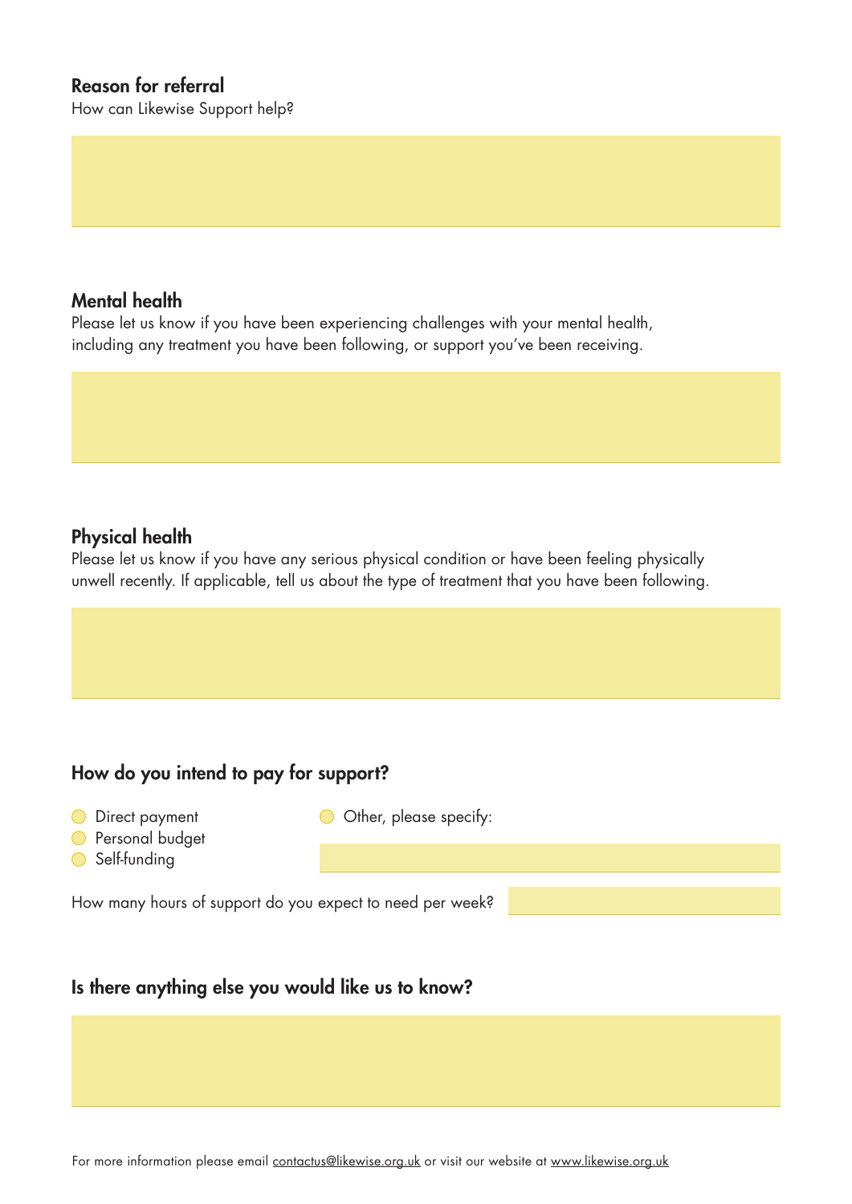## Reason for referral

How can Likewise Support help?

## Mental health

Please let us know if you have been experiencing challenges with your mental health, including any treatment you have been following, or support you've been receiving.

## Physical health

Please let us know if you have any serious physical condition or have been feeling physically unwell recently. If applicable, tell us about the type of treatment that you have been following.

## How do you intend to pay for support?

- Direct payment
- Personal budget
- Self-funding
- Other, please specify:

How many hours of support do you expect to need per week?

## Is there anything else you would like us to know?

For more information please email contactus@likewise.org.uk or visit our website at www.likewise.org.uk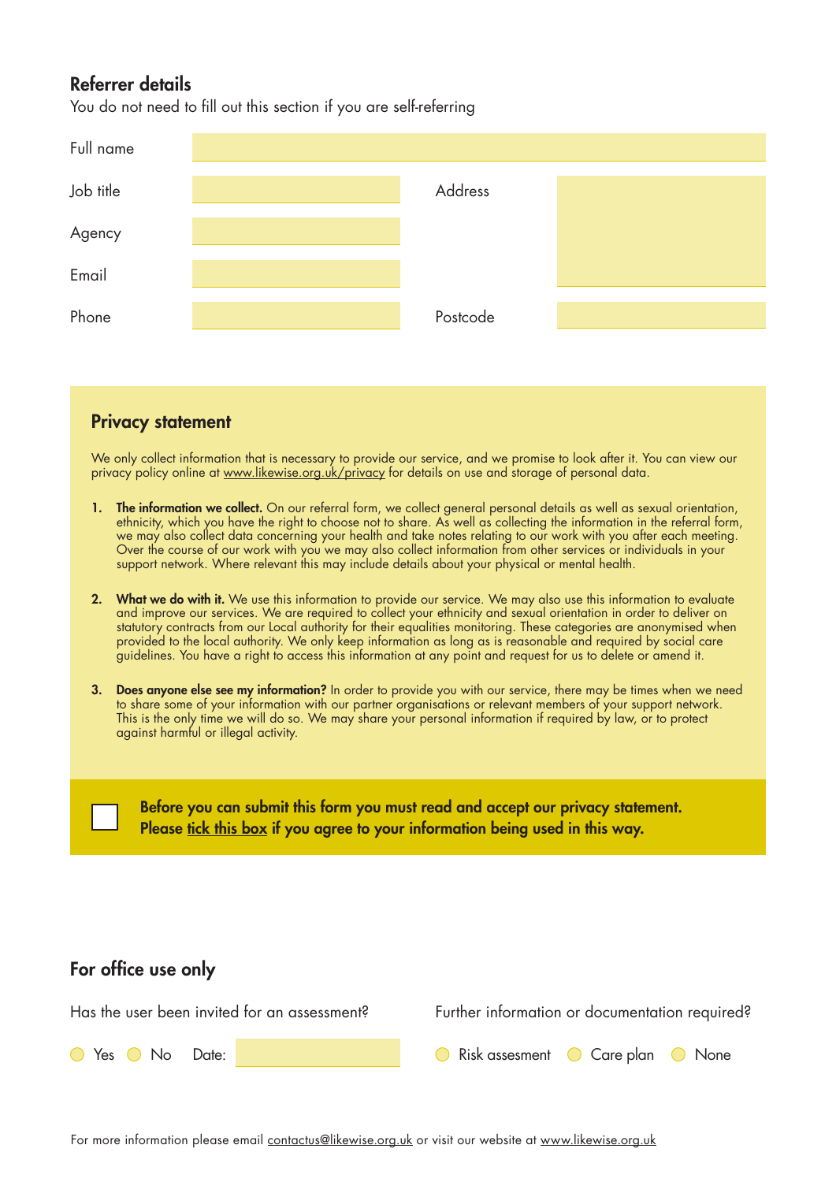## Referrer details

You do not need to fill out this section if you are self-referring

| | | | |
|---|---|---|---|
| Full name | | | |
| Job title | | Address | |
| Agency | | | |
| Email | | | |
| Phone | | Postcode | |

## Privacy statement

We only collect information that is necessary to provide our service, and we promise to look after it. You can view our privacy policy online at www.likewise.org.uk/privacy for details on use and storage of personal data.

1. **The information we collect.** On our referral form, we collect general personal details as well as sexual orientation, ethnicity, which you have the right to choose not to share. As well as collecting the information in the referral form, we may also collect data concerning your health and take notes relating to our work with you after each meeting. Over the course of our work with you we may also collect information from other services or individuals in your support network. Where relevant this may include details about your physical or mental health.

2. **What we do with it.** We use this information to provide our service. We may also use this information to evaluate and improve our services. We are required to collect your ethnicity and sexual orientation in order to deliver on statutory contracts from our Local authority for their equalities monitoring. These categories are anonymised when provided to the local authority. We only keep information as long as is reasonable and required by social care guidelines. You have a right to access this information at any point and request for us to delete or amend it.

3. **Does anyone else see my information?** In order to provide you with our service, there may be times when we need to share some of your information with our partner organisations or relevant members of your support network. This is the only time we will do so. We may share your personal information if required by law, or to protect against harmful or illegal activity.

☐ **Before you can submit this form you must read and accept our privacy statement. Please tick this box if you agree to your information being used in this way.**

## For office use only

Has the user been invited for an assessment?

○ Yes ○ No Date:

Further information or documentation required?

○ Risk assesment ○ Care plan ○ None

For more information please email contactus@likewise.org.uk or visit our website at www.likewise.org.uk